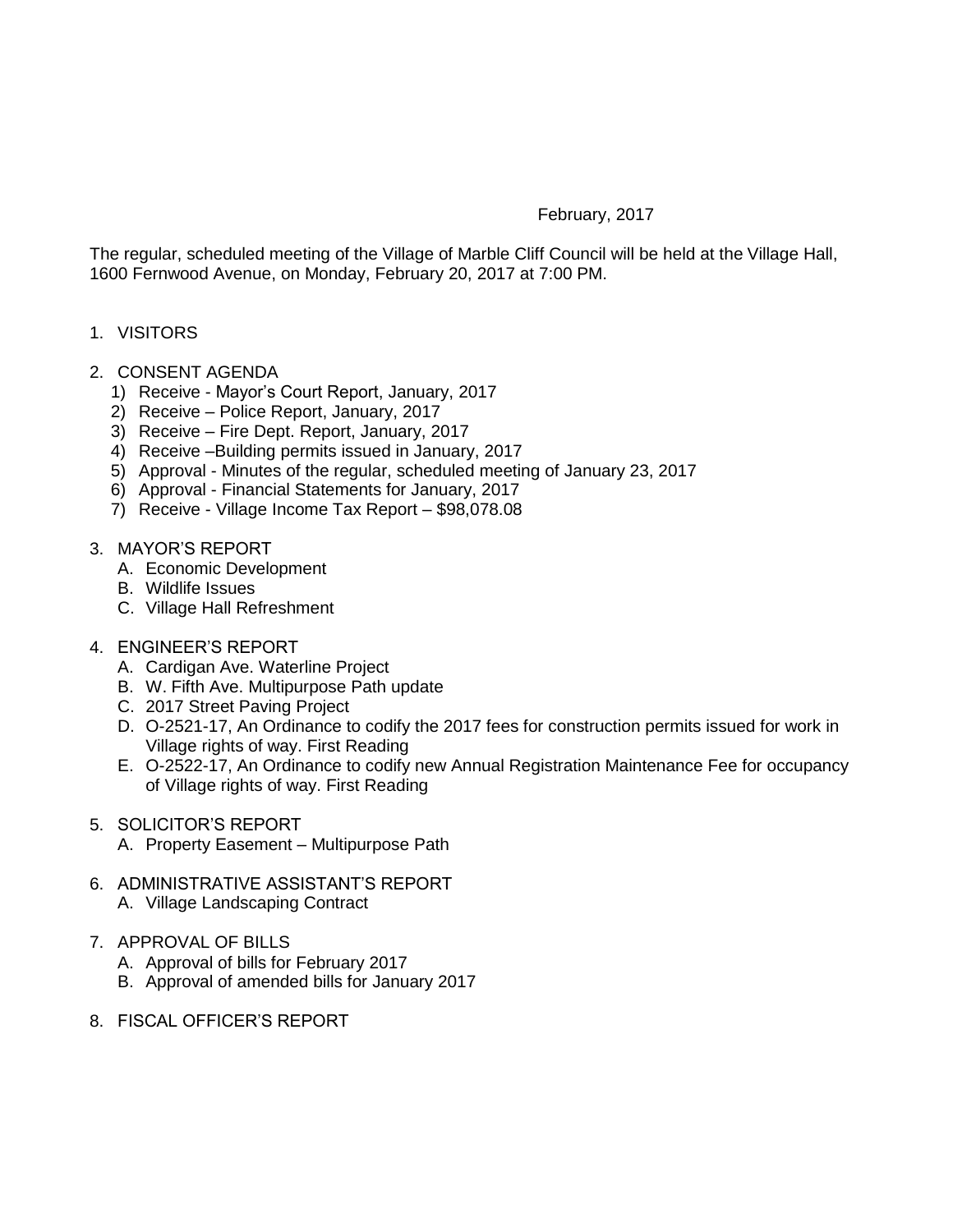February, 2017

The regular, scheduled meeting of the Village of Marble Cliff Council will be held at the Village Hall, 1600 Fernwood Avenue, on Monday, February 20, 2017 at 7:00 PM.

1. VISITORS

2. CONSENT AGENDA
   1) Receive - Mayor's Court Report, January, 2017
   2) Receive – Police Report, January, 2017
   3) Receive – Fire Dept. Report, January, 2017
   4) Receive –Building permits issued in January, 2017
   5) Approval - Minutes of the regular, scheduled meeting of January 23, 2017
   6) Approval - Financial Statements for January, 2017
   7) Receive - Village Income Tax Report – $98,078.08

3. MAYOR'S REPORT
   A. Economic Development
   B. Wildlife Issues
   C. Village Hall Refreshment

4. ENGINEER'S REPORT
   A. Cardigan Ave. Waterline Project
   B. W. Fifth Ave. Multipurpose Path update
   C. 2017 Street Paving Project
   D. O-2521-17, An Ordinance to codify the 2017 fees for construction permits issued for work in Village rights of way. First Reading
   E. O-2522-17, An Ordinance to codify new Annual Registration Maintenance Fee for occupancy of Village rights of way. First Reading

5. SOLICITOR'S REPORT
   A. Property Easement – Multipurpose Path

6. ADMINISTRATIVE ASSISTANT'S REPORT
   A. Village Landscaping Contract

7. APPROVAL OF BILLS
   A. Approval of bills for February 2017
   B. Approval of amended bills for January 2017

8. FISCAL OFFICER'S REPORT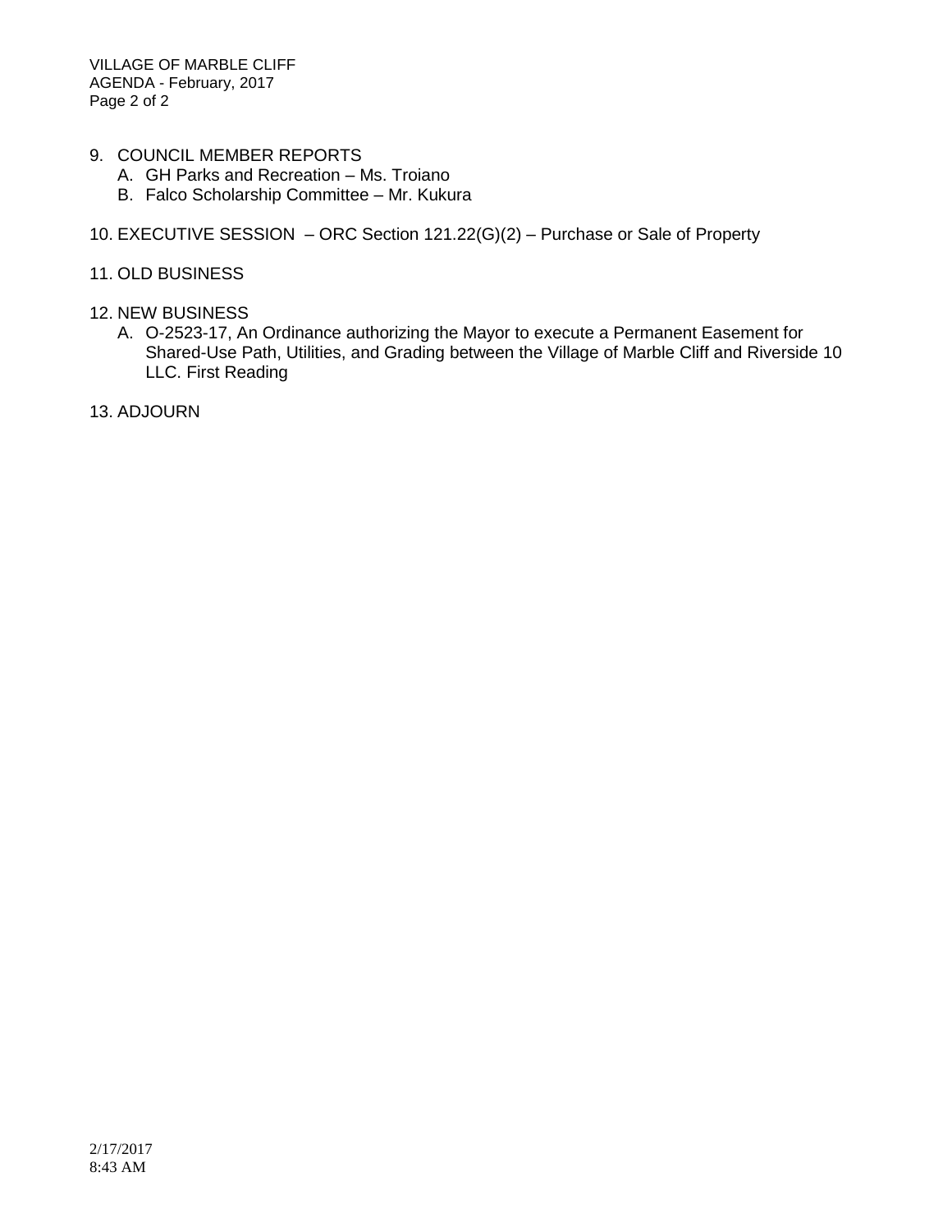9. COUNCIL MEMBER REPORTS
   A. GH Parks and Recreation – Ms. Troiano
   B. Falco Scholarship Committee – Mr. Kukura

10. EXECUTIVE SESSION – ORC Section 121.22(G)(2) – Purchase or Sale of Property

11. OLD BUSINESS

12. NEW BUSINESS
    A. O-2523-17, An Ordinance authorizing the Mayor to execute a Permanent Easement for Shared-Use Path, Utilities, and Grading between the Village of Marble Cliff and Riverside 10 LLC. First Reading

13. ADJOURN

2/17/2017
8:43 AM